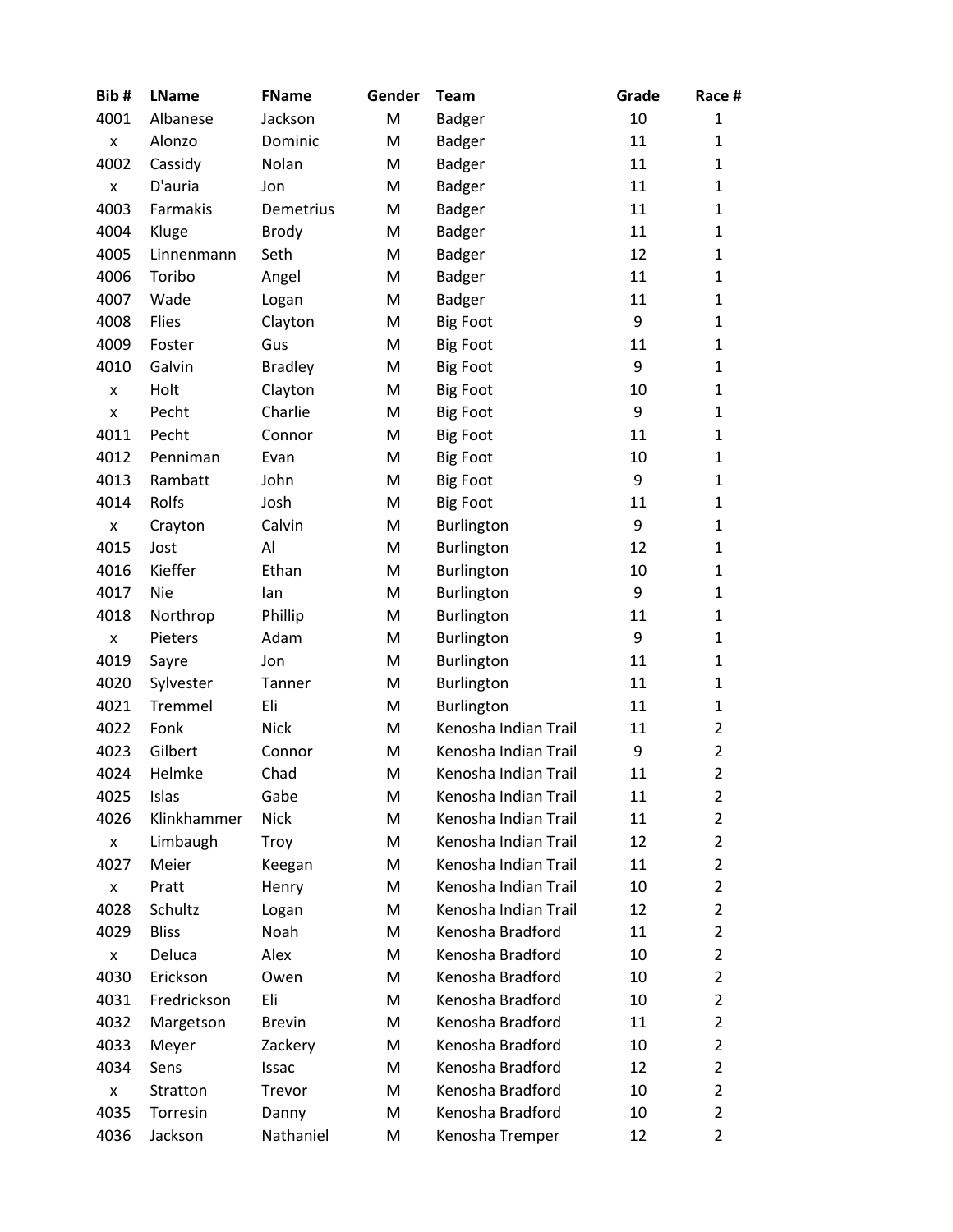| Bib # | LName | FName | Gender | Team | Grade | Race # |
|---|---|---|---|---|---|---|
| 4001 | Albanese | Jackson | M | Badger | 10 | 1 |
| x | Alonzo | Dominic | M | Badger | 11 | 1 |
| 4002 | Cassidy | Nolan | M | Badger | 11 | 1 |
| x | D'auria | Jon | M | Badger | 11 | 1 |
| 4003 | Farmakis | Demetrius | M | Badger | 11 | 1 |
| 4004 | Kluge | Brody | M | Badger | 11 | 1 |
| 4005 | Linnenmann | Seth | M | Badger | 12 | 1 |
| 4006 | Toribo | Angel | M | Badger | 11 | 1 |
| 4007 | Wade | Logan | M | Badger | 11 | 1 |
| 4008 | Flies | Clayton | M | Big Foot | 9 | 1 |
| 4009 | Foster | Gus | M | Big Foot | 11 | 1 |
| 4010 | Galvin | Bradley | M | Big Foot | 9 | 1 |
| x | Holt | Clayton | M | Big Foot | 10 | 1 |
| x | Pecht | Charlie | M | Big Foot | 9 | 1 |
| 4011 | Pecht | Connor | M | Big Foot | 11 | 1 |
| 4012 | Penniman | Evan | M | Big Foot | 10 | 1 |
| 4013 | Rambatt | John | M | Big Foot | 9 | 1 |
| 4014 | Rolfs | Josh | M | Big Foot | 11 | 1 |
| x | Crayton | Calvin | M | Burlington | 9 | 1 |
| 4015 | Jost | Al | M | Burlington | 12 | 1 |
| 4016 | Kieffer | Ethan | M | Burlington | 10 | 1 |
| 4017 | Nie | Ian | M | Burlington | 9 | 1 |
| 4018 | Northrop | Phillip | M | Burlington | 11 | 1 |
| x | Pieters | Adam | M | Burlington | 9 | 1 |
| 4019 | Sayre | Jon | M | Burlington | 11 | 1 |
| 4020 | Sylvester | Tanner | M | Burlington | 11 | 1 |
| 4021 | Tremmel | Eli | M | Burlington | 11 | 1 |
| 4022 | Fonk | Nick | M | Kenosha Indian Trail | 11 | 2 |
| 4023 | Gilbert | Connor | M | Kenosha Indian Trail | 9 | 2 |
| 4024 | Helmke | Chad | M | Kenosha Indian Trail | 11 | 2 |
| 4025 | Islas | Gabe | M | Kenosha Indian Trail | 11 | 2 |
| 4026 | Klinkhammer | Nick | M | Kenosha Indian Trail | 11 | 2 |
| x | Limbaugh | Troy | M | Kenosha Indian Trail | 12 | 2 |
| 4027 | Meier | Keegan | M | Kenosha Indian Trail | 11 | 2 |
| x | Pratt | Henry | M | Kenosha Indian Trail | 10 | 2 |
| 4028 | Schultz | Logan | M | Kenosha Indian Trail | 12 | 2 |
| 4029 | Bliss | Noah | M | Kenosha Bradford | 11 | 2 |
| x | Deluca | Alex | M | Kenosha Bradford | 10 | 2 |
| 4030 | Erickson | Owen | M | Kenosha Bradford | 10 | 2 |
| 4031 | Fredrickson | Eli | M | Kenosha Bradford | 10 | 2 |
| 4032 | Margetson | Brevin | M | Kenosha Bradford | 11 | 2 |
| 4033 | Meyer | Zackery | M | Kenosha Bradford | 10 | 2 |
| 4034 | Sens | Issac | M | Kenosha Bradford | 12 | 2 |
| x | Stratton | Trevor | M | Kenosha Bradford | 10 | 2 |
| 4035 | Torresin | Danny | M | Kenosha Bradford | 10 | 2 |
| 4036 | Jackson | Nathaniel | M | Kenosha Tremper | 12 | 2 |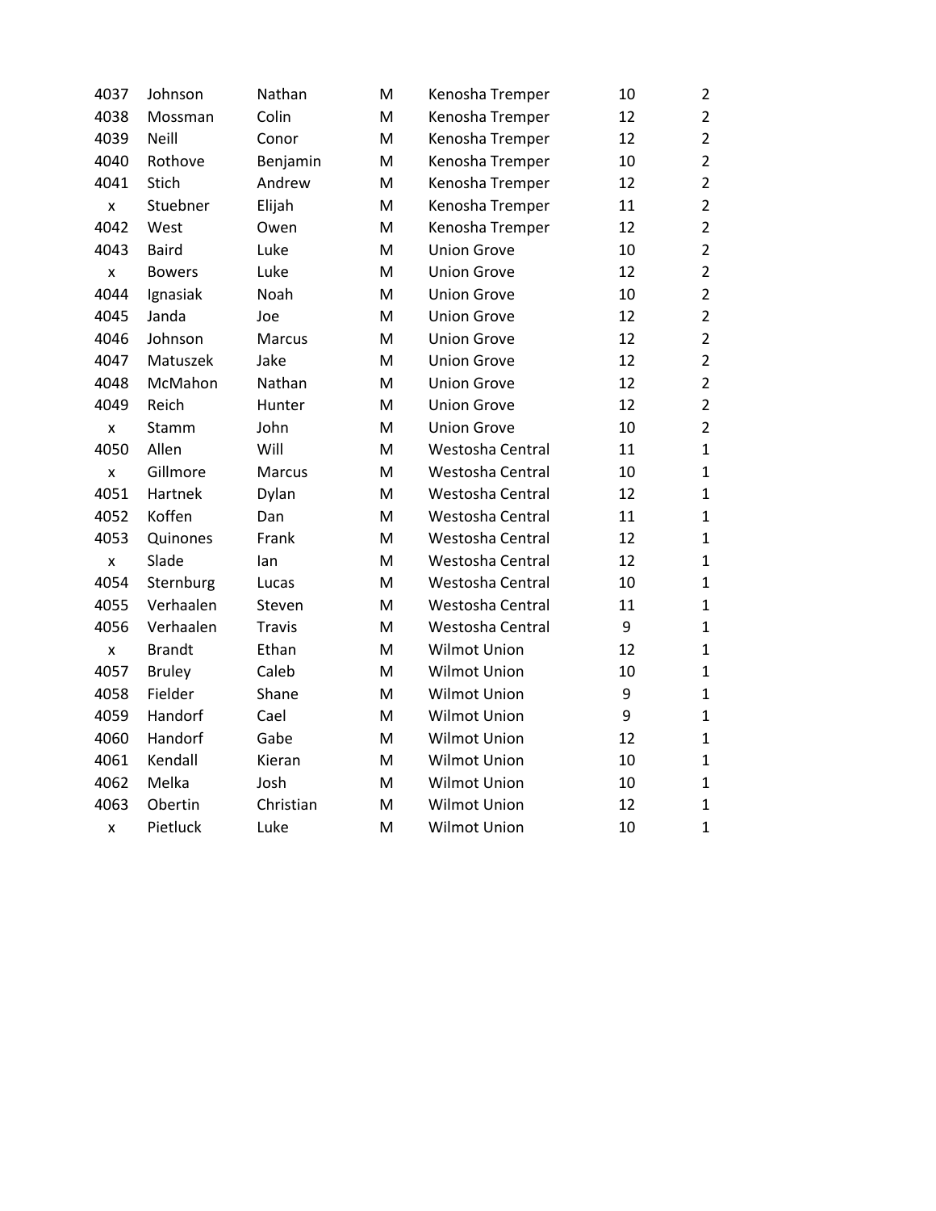| | | | | | | |
|---|---|---|---|---|---|---|
| 4037 | Johnson | Nathan | M | Kenosha Tremper | 10 | 2 |
| 4038 | Mossman | Colin | M | Kenosha Tremper | 12 | 2 |
| 4039 | Neill | Conor | M | Kenosha Tremper | 12 | 2 |
| 4040 | Rothove | Benjamin | M | Kenosha Tremper | 10 | 2 |
| 4041 | Stich | Andrew | M | Kenosha Tremper | 12 | 2 |
| x | Stuebner | Elijah | M | Kenosha Tremper | 11 | 2 |
| 4042 | West | Owen | M | Kenosha Tremper | 12 | 2 |
| 4043 | Baird | Luke | M | Union Grove | 10 | 2 |
| x | Bowers | Luke | M | Union Grove | 12 | 2 |
| 4044 | Ignasiak | Noah | M | Union Grove | 10 | 2 |
| 4045 | Janda | Joe | M | Union Grove | 12 | 2 |
| 4046 | Johnson | Marcus | M | Union Grove | 12 | 2 |
| 4047 | Matuszek | Jake | M | Union Grove | 12 | 2 |
| 4048 | McMahon | Nathan | M | Union Grove | 12 | 2 |
| 4049 | Reich | Hunter | M | Union Grove | 12 | 2 |
| x | Stamm | John | M | Union Grove | 10 | 2 |
| 4050 | Allen | Will | M | Westosha Central | 11 | 1 |
| x | Gillmore | Marcus | M | Westosha Central | 10 | 1 |
| 4051 | Hartnek | Dylan | M | Westosha Central | 12 | 1 |
| 4052 | Koffen | Dan | M | Westosha Central | 11 | 1 |
| 4053 | Quinones | Frank | M | Westosha Central | 12 | 1 |
| x | Slade | Ian | M | Westosha Central | 12 | 1 |
| 4054 | Sternburg | Lucas | M | Westosha Central | 10 | 1 |
| 4055 | Verhaalen | Steven | M | Westosha Central | 11 | 1 |
| 4056 | Verhaalen | Travis | M | Westosha Central | 9 | 1 |
| x | Brandt | Ethan | M | Wilmot Union | 12 | 1 |
| 4057 | Bruley | Caleb | M | Wilmot Union | 10 | 1 |
| 4058 | Fielder | Shane | M | Wilmot Union | 9 | 1 |
| 4059 | Handorf | Cael | M | Wilmot Union | 9 | 1 |
| 4060 | Handorf | Gabe | M | Wilmot Union | 12 | 1 |
| 4061 | Kendall | Kieran | M | Wilmot Union | 10 | 1 |
| 4062 | Melka | Josh | M | Wilmot Union | 10 | 1 |
| 4063 | Obertin | Christian | M | Wilmot Union | 12 | 1 |
| x | Pietluck | Luke | M | Wilmot Union | 10 | 1 |